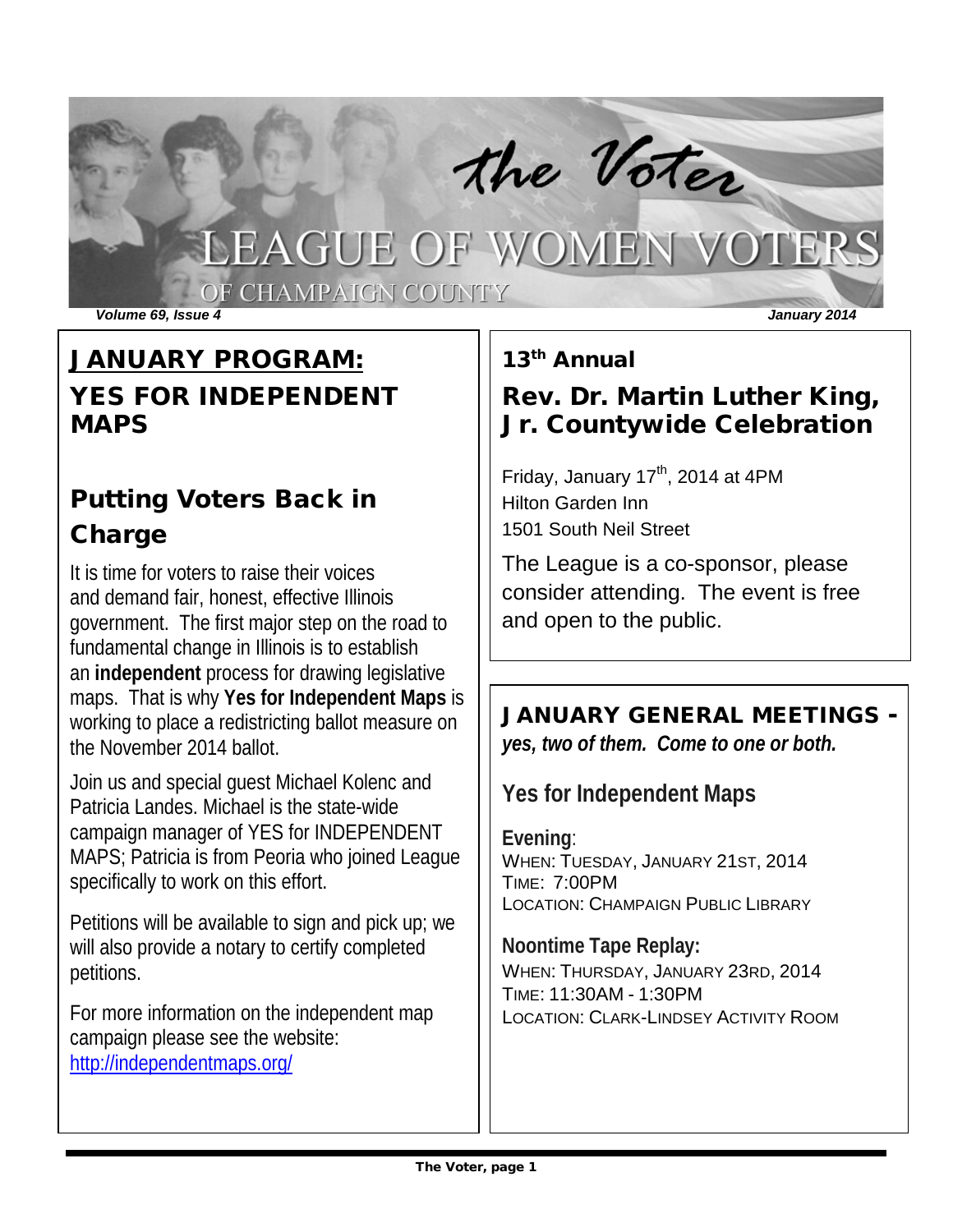# the Voter

## LEAGUE OF WOMEN VOTERS OF CHAMPAIGN COUNTY

*Volume 69, Issue 4* *January 2014*

## JANUARY PROGRAM: YES FOR INDEPENDENT MAPS

### Putting Voters Back in Charge

It is time for voters to raise their voices and demand fair, honest, effective Illinois government. The first major step on the road to fundamental change in Illinois is to establish an **independent** process for drawing legislative maps. That is why **Yes for Independent Maps** is working to place a redistricting ballot measure on the November 2014 ballot.

Join us and special guest Michael Kolenc and Patricia Landes. Michael is the state-wide campaign manager of YES for INDEPENDENT MAPS; Patricia is from Peoria who joined League specifically to work on this effort.

Petitions will be available to sign and pick up; we will also provide a notary to certify completed petitions.

For more information on the independent map campaign please see the website: [http://independentmaps.org/](http://independentmaps.org/)

## 13th Annual Rev. Dr. Martin Luther King, Jr. Countywide Celebration

Friday, January 17th, 2014 at 4PM
Hilton Garden Inn
1501 South Neil Street

The League is a co-sponsor, please consider attending. The event is free and open to the public.

## JANUARY GENERAL MEETINGS - *yes, two of them. Come to one or both.*

### Yes for Independent Maps

**Evening**:
WHEN: TUESDAY, JANUARY 21ST, 2014
TIME: 7:00PM
LOCATION: CHAMPAIGN PUBLIC LIBRARY

**Noontime Tape Replay:**
WHEN: THURSDAY, JANUARY 23RD, 2014
TIME: 11:30AM - 1:30PM
LOCATION: CLARK-LINDSEY ACTIVITY ROOM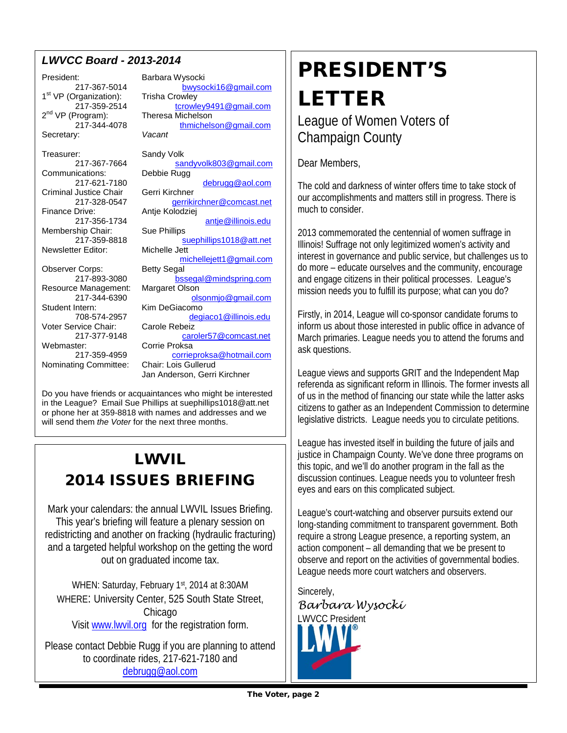## *LWVCC Board - 2013-2014*

| Position | Name / Contact |
| --- | --- |
| President: 217-367-5014 | Barbara Wysocki bwysocki16@gmail.com |
| 1st VP (Organization): 217-359-2514 | Trisha Crowley tcrowley9491@gmail.com |
| 2nd VP (Program): 217-344-4078 | Theresa Michelson thmichelson@gmail.com |
| Secretary: | *Vacant* |
| Treasurer: 217-367-7664 | Sandy Volk sandyvolk803@gmail.com |
| Communications: 217-621-7180 | Debbie Rugg debrugg@aol.com |
| Criminal Justice Chair 217-328-0547 | Gerri Kirchner gerrikirchner@comcast.net |
| Finance Drive: 217-356-1734 | Antje Kolodziej antje@illinois.edu |
| Membership Chair: 217-359-8818 | Sue Phillips suephillips1018@att.net |
| Newsletter Editor: | Michelle Jett michellejett1@gmail.com |
| Observer Corps: 217-893-3080 | Betty Segal bssegal@mindspring.com |
| Resource Management: 217-344-6390 | Margaret Olson olsonmjo@gmail.com |
| Student Intern: 708-574-2957 | Kim DeGiacomo degiaco1@illinois.edu |
| Voter Service Chair: 217-377-9148 | Carole Rebeiz caroler57@comcast.net |
| Webmaster: 217-359-4959 | Corrie Proksa corrieproksa@hotmail.com |
| Nominating Committee: | Chair: Lois Gullerud; Jan Anderson, Gerri Kirchner |

Do you have friends or acquaintances who might be interested in the League? Email Sue Phillips at suephillips1018@att.net or phone her at 359-8818 with names and addresses and we will send them *the Voter* for the next three months.

## LWVIL 2014 ISSUES BRIEFING

Mark your calendars: the annual LWVIL Issues Briefing. This year's briefing will feature a plenary session on redistricting and another on fracking (hydraulic fracturing) and a targeted helpful workshop on the getting the word out on graduated income tax.

WHEN: Saturday, February 1st, 2014 at 8:30AM
WHERE: University Center, 525 South State Street, Chicago
Visit www.lwvil.org for the registration form.

Please contact Debbie Rugg if you are planning to attend to coordinate rides, 217-621-7180 and debrugg@aol.com

# PRESIDENT'S LETTER

## League of Women Voters of Champaign County

Dear Members,

The cold and darkness of winter offers time to take stock of our accomplishments and matters still in progress. There is much to consider.

2013 commemorated the centennial of women suffrage in Illinois! Suffrage not only legitimized women's activity and interest in governance and public service, but challenges us to do more – educate ourselves and the community, encourage and engage citizens in their political processes. League's mission needs you to fulfill its purpose; what can you do?

Firstly, in 2014, League will co-sponsor candidate forums to inform us about those interested in public office in advance of March primaries. League needs you to attend the forums and ask questions.

League views and supports GRIT and the Independent Map referenda as significant reform in Illinois. The former invests all of us in the method of financing our state while the latter asks citizens to gather as an Independent Commission to determine legislative districts. League needs you to circulate petitions.

League has invested itself in building the future of jails and justice in Champaign County. We've done three programs on this topic, and we'll do another program in the fall as the discussion continues. League needs you to volunteer fresh eyes and ears on this complicated subject.

League's court-watching and observer pursuits extend our long-standing commitment to transparent government. Both require a strong League presence, a reporting system, an action component – all demanding that we be present to observe and report on the activities of governmental bodies. League needs more court watchers and observers.

Sincerely,
*Barbara Wysocki*
LWVCC President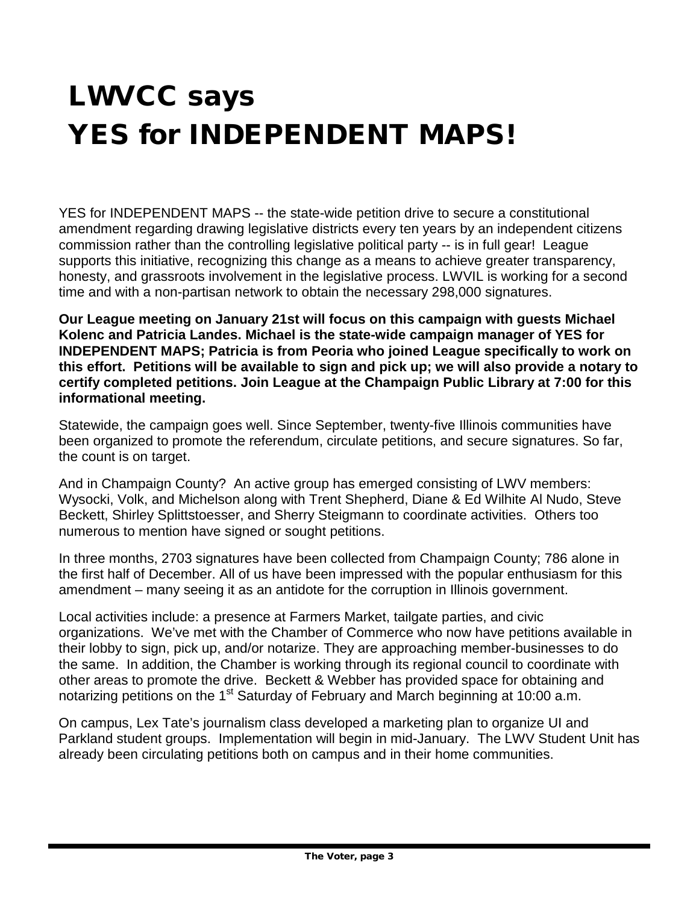# LWVCC says YES for INDEPENDENT MAPS!

YES for INDEPENDENT MAPS -- the state-wide petition drive to secure a constitutional amendment regarding drawing legislative districts every ten years by an independent citizens commission rather than the controlling legislative political party -- is in full gear! League supports this initiative, recognizing this change as a means to achieve greater transparency, honesty, and grassroots involvement in the legislative process. LWVIL is working for a second time and with a non-partisan network to obtain the necessary 298,000 signatures.

**Our League meeting on January 21st will focus on this campaign with guests Michael Kolenc and Patricia Landes. Michael is the state-wide campaign manager of YES for INDEPENDENT MAPS; Patricia is from Peoria who joined League specifically to work on this effort. Petitions will be available to sign and pick up; we will also provide a notary to certify completed petitions. Join League at the Champaign Public Library at 7:00 for this informational meeting.**

Statewide, the campaign goes well. Since September, twenty-five Illinois communities have been organized to promote the referendum, circulate petitions, and secure signatures. So far, the count is on target.

And in Champaign County? An active group has emerged consisting of LWV members: Wysocki, Volk, and Michelson along with Trent Shepherd, Diane & Ed Wilhite Al Nudo, Steve Beckett, Shirley Splittstoesser, and Sherry Steigmann to coordinate activities. Others too numerous to mention have signed or sought petitions.

In three months, 2703 signatures have been collected from Champaign County; 786 alone in the first half of December. All of us have been impressed with the popular enthusiasm for this amendment – many seeing it as an antidote for the corruption in Illinois government.

Local activities include: a presence at Farmers Market, tailgate parties, and civic organizations. We've met with the Chamber of Commerce who now have petitions available in their lobby to sign, pick up, and/or notarize. They are approaching member-businesses to do the same. In addition, the Chamber is working through its regional council to coordinate with other areas to promote the drive. Beckett & Webber has provided space for obtaining and notarizing petitions on the 1st Saturday of February and March beginning at 10:00 a.m.

On campus, Lex Tate's journalism class developed a marketing plan to organize UI and Parkland student groups. Implementation will begin in mid-January. The LWV Student Unit has already been circulating petitions both on campus and in their home communities.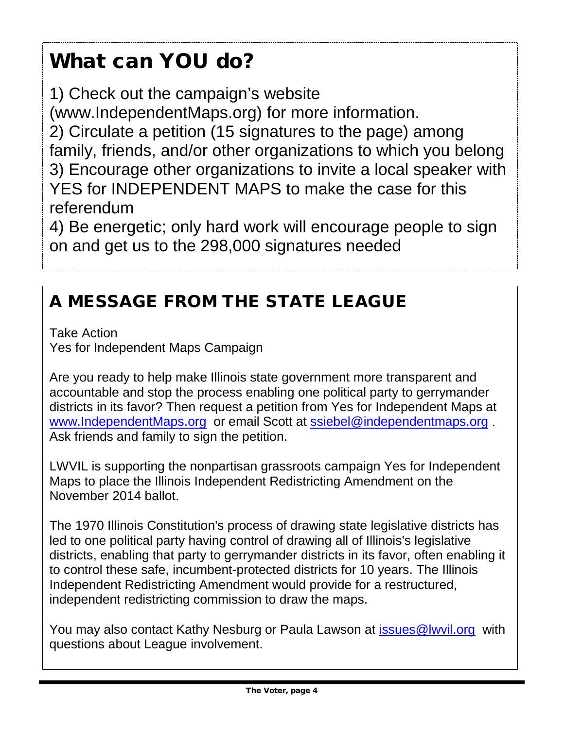# What can YOU do?

1) Check out the campaign's website (www.IndependentMaps.org) for more information.
2) Circulate a petition (15 signatures to the page) among family, friends, and/or other organizations to which you belong
3) Encourage other organizations to invite a local speaker with YES for INDEPENDENT MAPS to make the case for this referendum
4) Be energetic; only hard work will encourage people to sign on and get us to the 298,000 signatures needed

## A MESSAGE FROM THE STATE LEAGUE

Take Action
Yes for Independent Maps Campaign

Are you ready to help make Illinois state government more transparent and accountable and stop the process enabling one political party to gerrymander districts in its favor? Then request a petition from Yes for Independent Maps at www.IndependentMaps.org or email Scott at ssiebel@independentmaps.org . Ask friends and family to sign the petition.

LWVIL is supporting the nonpartisan grassroots campaign Yes for Independent Maps to place the Illinois Independent Redistricting Amendment on the November 2014 ballot.

The 1970 Illinois Constitution's process of drawing state legislative districts has led to one political party having control of drawing all of Illinois's legislative districts, enabling that party to gerrymander districts in its favor, often enabling it to control these safe, incumbent-protected districts for 10 years. The Illinois Independent Redistricting Amendment would provide for a restructured, independent redistricting commission to draw the maps.

You may also contact Kathy Nesburg or Paula Lawson at issues@lwvil.org with questions about League involvement.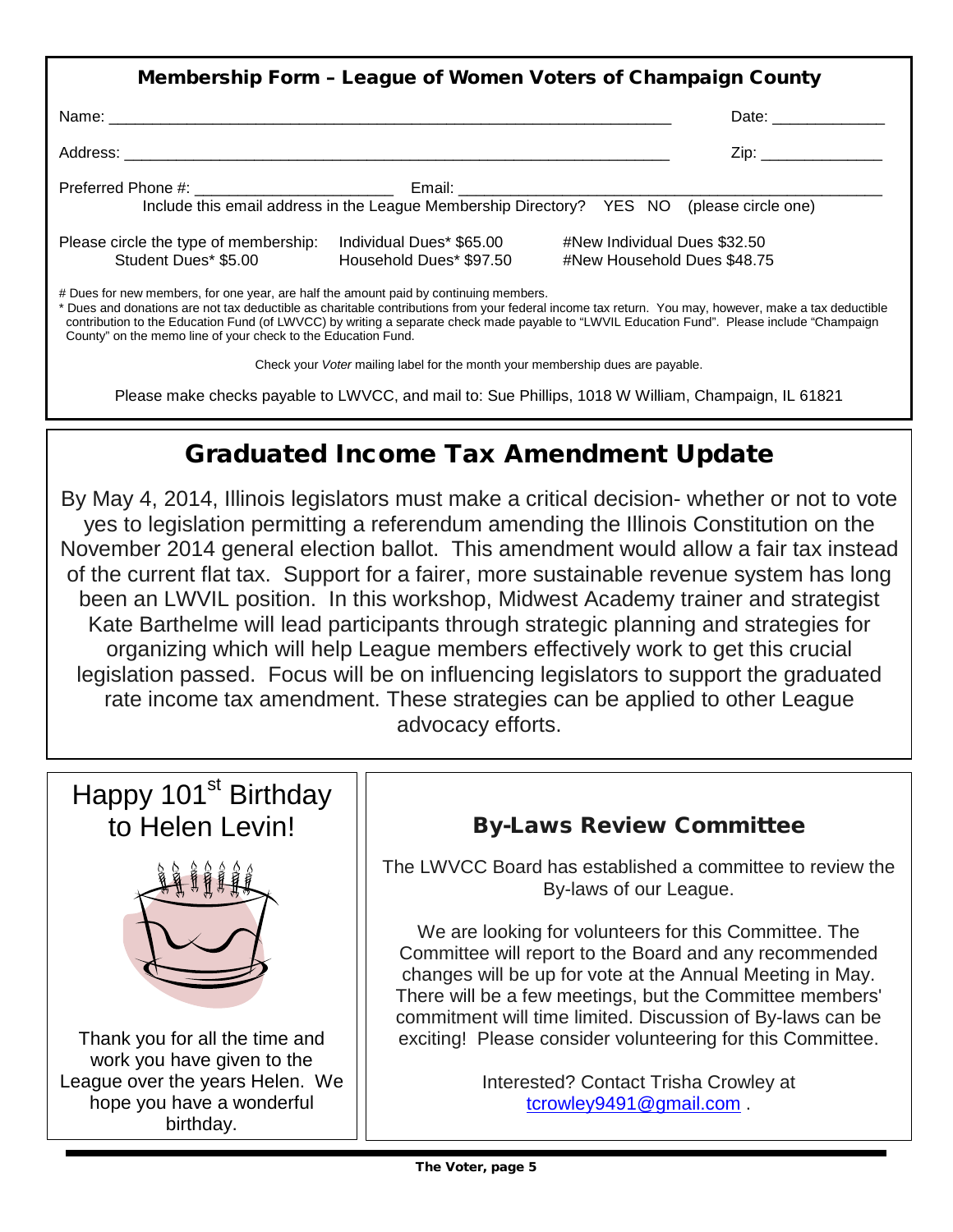## Membership Form – League of Women Voters of Champaign County

Name: ________________________________________________ Date: ____________

Address: ______________________________________________ Zip: _____________

Preferred Phone #: ____________________ Email: ________________________________

Include this email address in the League Membership Directory? YES NO (please circle one)

Please circle the type of membership: Individual Dues* $65.00 #New Individual Dues $32.50

Student Dues* $5.00 Household Dues* $97.50 #New Household Dues $48.75

# Dues for new members, for one year, are half the amount paid by continuing members.

* Dues and donations are not tax deductible as charitable contributions from your federal income tax return. You may, however, make a tax deductible contribution to the Education Fund (of LWVCC) by writing a separate check made payable to "LWVIL Education Fund". Please include "Champaign County" on the memo line of your check to the Education Fund.

Check your *Voter* mailing label for the month your membership dues are payable.

Please make checks payable to LWVCC, and mail to: Sue Phillips, 1018 W William, Champaign, IL 61821

## Graduated Income Tax Amendment Update

By May 4, 2014, Illinois legislators must make a critical decision- whether or not to vote yes to legislation permitting a referendum amending the Illinois Constitution on the November 2014 general election ballot. This amendment would allow a fair tax instead of the current flat tax. Support for a fairer, more sustainable revenue system has long been an LWVIL position. In this workshop, Midwest Academy trainer and strategist Kate Barthelme will lead participants through strategic planning and strategies for organizing which will help League members effectively work to get this crucial legislation passed. Focus will be on influencing legislators to support the graduated rate income tax amendment. These strategies can be applied to other League advocacy efforts.

## Happy 101st Birthday to Helen Levin!

Thank you for all the time and work you have given to the League over the years Helen. We hope you have a wonderful birthday.

## By-Laws Review Committee

The LWVCC Board has established a committee to review the By-laws of our League.

We are looking for volunteers for this Committee. The Committee will report to the Board and any recommended changes will be up for vote at the Annual Meeting in May. There will be a few meetings, but the Committee members' commitment will time limited. Discussion of By-laws can be exciting! Please consider volunteering for this Committee.

Interested? Contact Trisha Crowley at tcrowley9491@gmail.com .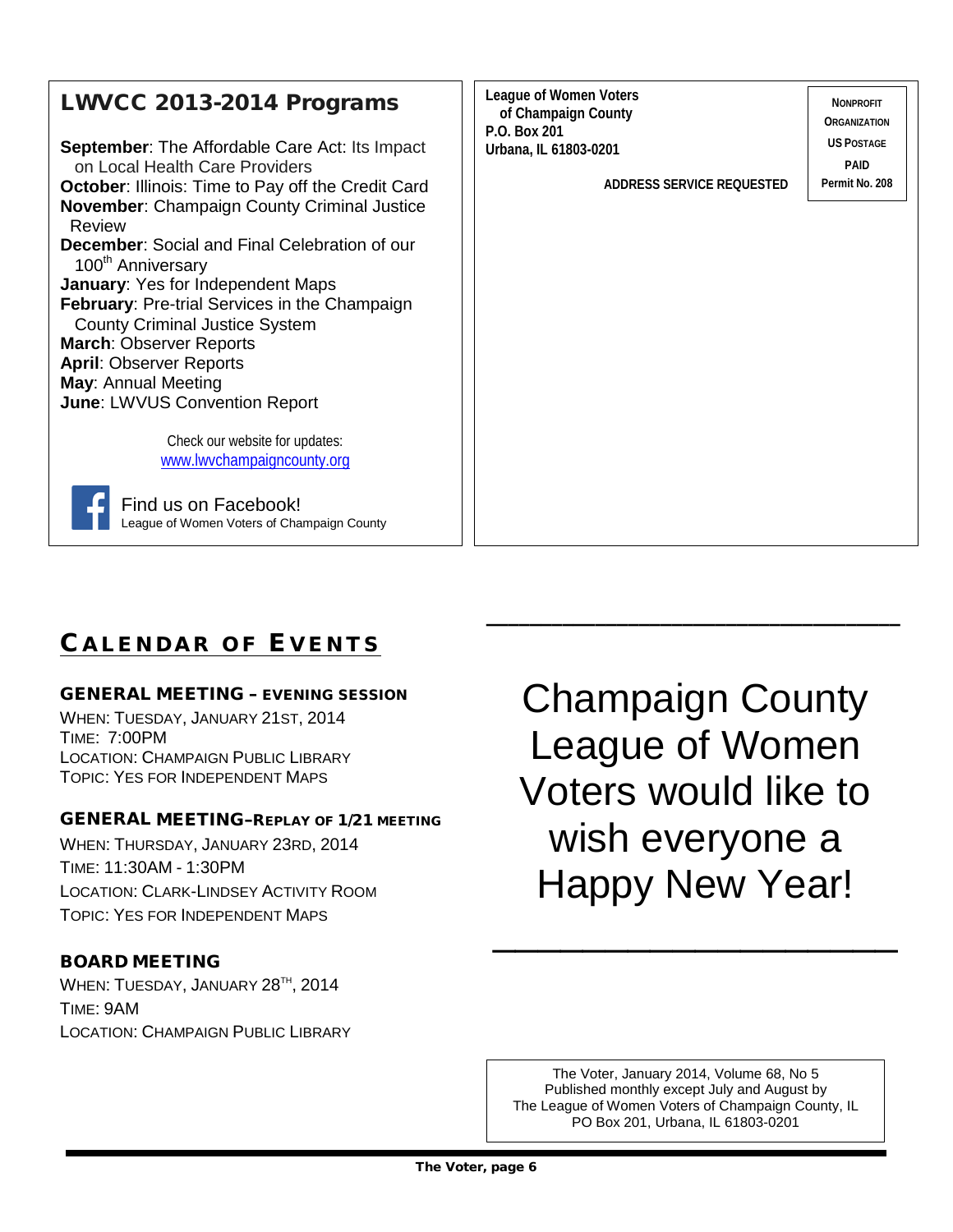## LWVCC 2013-2014 Programs

**September**: The Affordable Care Act: Its Impact on Local Health Care Providers
**October**: Illinois: Time to Pay off the Credit Card
**November**: Champaign County Criminal Justice Review
**December**: Social and Final Celebration of our 100th Anniversary
**January**: Yes for Independent Maps
**February**: Pre-trial Services in the Champaign County Criminal Justice System
**March**: Observer Reports
**April**: Observer Reports
**May**: Annual Meeting
**June**: LWVUS Convention Report

Check our website for updates:
www.lwvchampaigncounty.org

Find us on Facebook!
League of Women Voters of Champaign County

**League of Women Voters of Champaign County**
**P.O. Box 201**
**Urbana, IL 61803-0201**

**ADDRESS SERVICE REQUESTED**

**NONPROFIT ORGANIZATION US POSTAGE PAID Permit No. 208**

## CALENDAR OF EVENTS

### GENERAL MEETING – EVENING SESSION

WHEN: TUESDAY, JANUARY 21ST, 2014
TIME: 7:00PM
LOCATION: CHAMPAIGN PUBLIC LIBRARY
TOPIC: YES FOR INDEPENDENT MAPS

### GENERAL MEETING–REPLAY OF 1/21 MEETING

WHEN: THURSDAY, JANUARY 23RD, 2014
TIME: 11:30AM - 1:30PM
LOCATION: CLARK-LINDSEY ACTIVITY ROOM
TOPIC: YES FOR INDEPENDENT MAPS

### BOARD MEETING

WHEN: TUESDAY, JANUARY 28TH, 2014
TIME: 9AM
LOCATION: CHAMPAIGN PUBLIC LIBRARY

---

Champaign County League of Women Voters would like to wish everyone a Happy New Year!

---

The Voter, January 2014, Volume 68, No 5
Published monthly except July and August by
The League of Women Voters of Champaign County, IL
PO Box 201, Urbana, IL 61803-0201